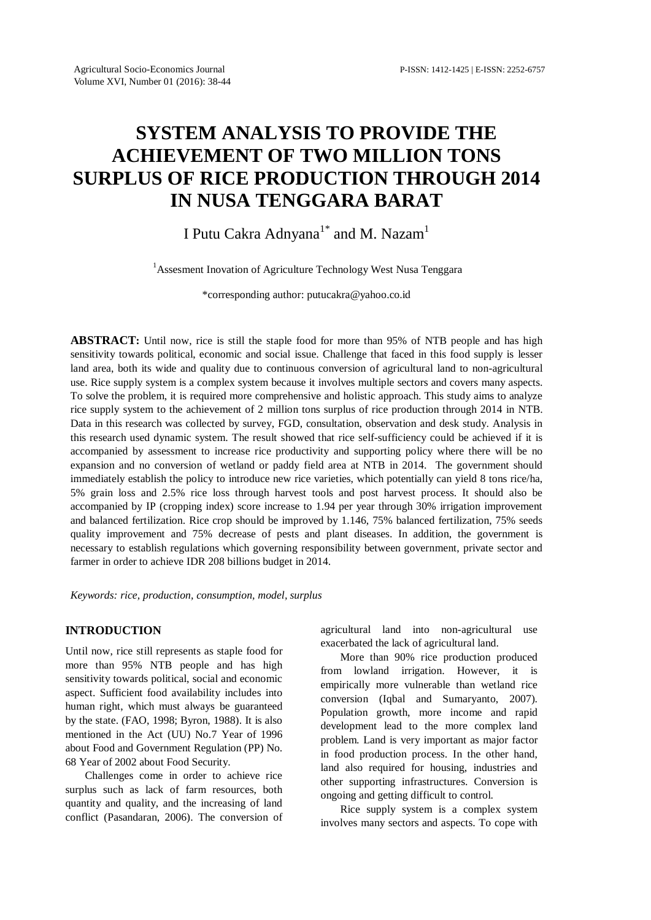# SYSTEM ANALYSIS TO PROVIDE THE ACHIEVEMENT OF TWO MILLION TONS SURPLUS OF RICE PRODUCTION THROUGH 2014 IN NUSA TENGGARA BARAT

I Putu Cakra Adnyana[1*] and M. Nazam[1]

[1]Assesment Inovation of Agriculture Technology West Nusa Tenggara

*corresponding author: putucakra@yahoo.co.id

**ABSTRACT:** Until now, rice is still the staple food for more than 95% of NTB people and has high sensitivity towards political, economic and social issue. Challenge that faced in this food supply is lesser land area, both its wide and quality due to continuous conversion of agricultural land to non-agricultural use. Rice supply system is a complex system because it involves multiple sectors and covers many aspects. To solve the problem, it is required more comprehensive and holistic approach. This study aims to analyze rice supply system to the achievement of 2 million tons surplus of rice production through 2014 in NTB. Data in this research was collected by survey, FGD, consultation, observation and desk study. Analysis in this research used dynamic system. The result showed that rice self-sufficiency could be achieved if it is accompanied by assessment to increase rice productivity and supporting policy where there will be no expansion and no conversion of wetland or paddy field area at NTB in 2014. The government should immediately establish the policy to introduce new rice varieties, which potentially can yield 8 tons rice/ha, 5% grain loss and 2.5% rice loss through harvest tools and post harvest process. It should also be accompanied by IP (cropping index) score increase to 1.94 per year through 30% irrigation improvement and balanced fertilization. Rice crop should be improved by 1.146, 75% balanced fertilization, 75% seeds quality improvement and 75% decrease of pests and plant diseases. In addition, the government is necessary to establish regulations which governing responsibility between government, private sector and farmer in order to achieve IDR 208 billions budget in 2014.

*Keywords: rice, production, consumption, model, surplus*

## INTRODUCTION

Until now, rice still represents as staple food for more than 95% NTB people and has high sensitivity towards political, social and economic aspect. Sufficient food availability includes into human right, which must always be guaranteed by the state. (FAO, 1998; Byron, 1988). It is also mentioned in the Act (UU) No.7 Year of 1996 about Food and Government Regulation (PP) No. 68 Year of 2002 about Food Security.

Challenges come in order to achieve rice surplus such as lack of farm resources, both quantity and quality, and the increasing of land conflict (Pasandaran, 2006). The conversion of agricultural land into non-agricultural use exacerbated the lack of agricultural land.

More than 90% rice production produced from lowland irrigation. However, it is empirically more vulnerable than wetland rice conversion (Iqbal and Sumaryanto, 2007). Population growth, more income and rapid development lead to the more complex land problem. Land is very important as major factor in food production process. In the other hand, land also required for housing, industries and other supporting infrastructures. Conversion is ongoing and getting difficult to control.

Rice supply system is a complex system involves many sectors and aspects. To cope with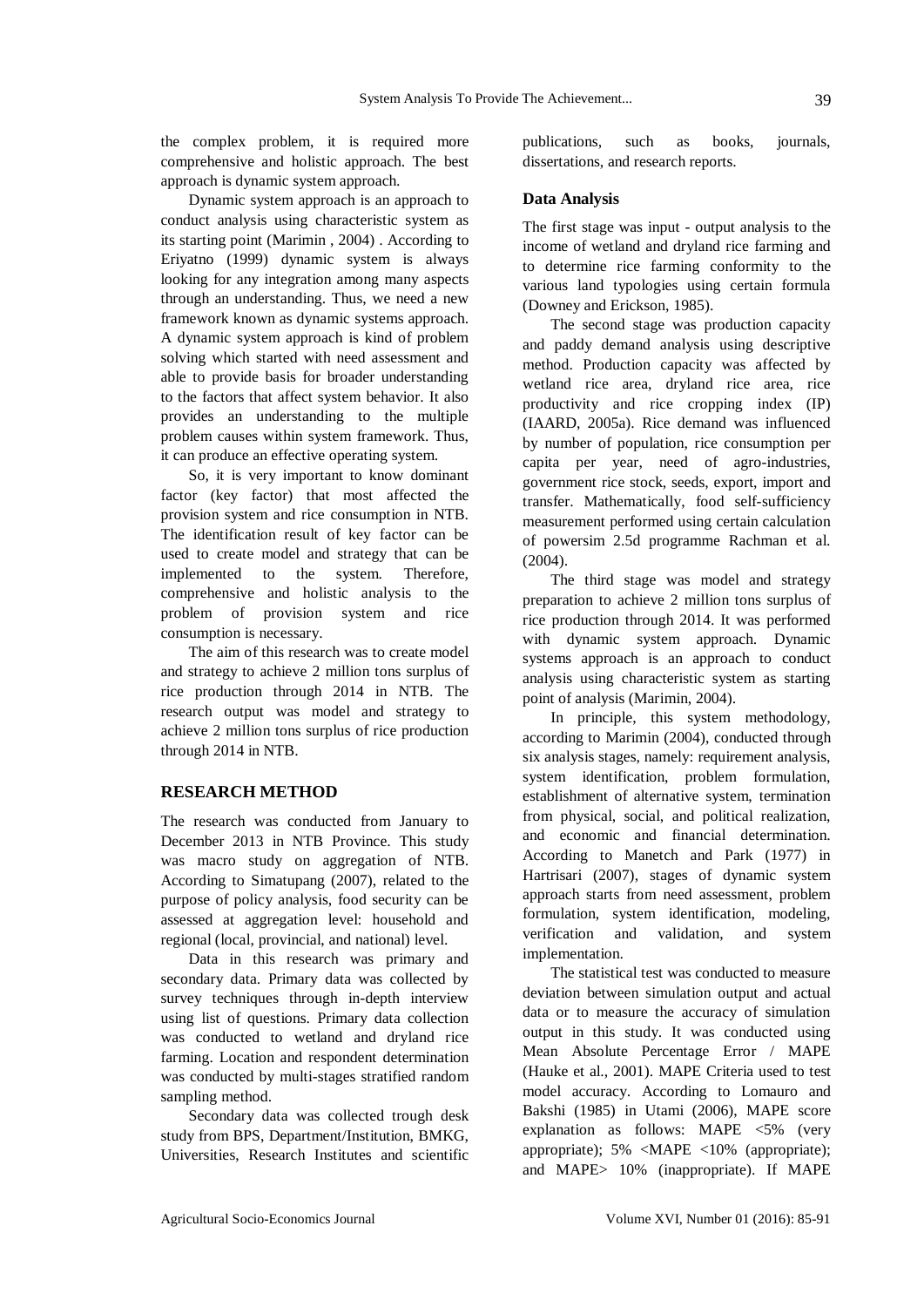the complex problem, it is required more comprehensive and holistic approach. The best approach is dynamic system approach.

Dynamic system approach is an approach to conduct analysis using characteristic system as its starting point (Marimin , 2004) . According to Eriyatno (1999) dynamic system is always looking for any integration among many aspects through an understanding. Thus, we need a new framework known as dynamic systems approach. A dynamic system approach is kind of problem solving which started with need assessment and able to provide basis for broader understanding to the factors that affect system behavior. It also provides an understanding to the multiple problem causes within system framework. Thus, it can produce an effective operating system.

So, it is very important to know dominant factor (key factor) that most affected the provision system and rice consumption in NTB. The identification result of key factor can be used to create model and strategy that can be implemented to the system. Therefore, comprehensive and holistic analysis to the problem of provision system and rice consumption is necessary.

The aim of this research was to create model and strategy to achieve 2 million tons surplus of rice production through 2014 in NTB. The research output was model and strategy to achieve 2 million tons surplus of rice production through 2014 in NTB.

## RESEARCH METHOD

The research was conducted from January to December 2013 in NTB Province. This study was macro study on aggregation of NTB. According to Simatupang (2007), related to the purpose of policy analysis, food security can be assessed at aggregation level: household and regional (local, provincial, and national) level.

Data in this research was primary and secondary data. Primary data was collected by survey techniques through in-depth interview using list of questions. Primary data collection was conducted to wetland and dryland rice farming. Location and respondent determination was conducted by multi-stages stratified random sampling method.

Secondary data was collected trough desk study from BPS, Department/Institution, BMKG, Universities, Research Institutes and scientific publications, such as books, journals, dissertations, and research reports.

### Data Analysis

The first stage was input - output analysis to the income of wetland and dryland rice farming and to determine rice farming conformity to the various land typologies using certain formula (Downey and Erickson, 1985).

The second stage was production capacity and paddy demand analysis using descriptive method. Production capacity was affected by wetland rice area, dryland rice area, rice productivity and rice cropping index (IP) (IAARD, 2005a). Rice demand was influenced by number of population, rice consumption per capita per year, need of agro-industries, government rice stock, seeds, export, import and transfer. Mathematically, food self-sufficiency measurement performed using certain calculation of powersim 2.5d programme Rachman et al. (2004).

The third stage was model and strategy preparation to achieve 2 million tons surplus of rice production through 2014. It was performed with dynamic system approach. Dynamic systems approach is an approach to conduct analysis using characteristic system as starting point of analysis (Marimin, 2004).

In principle, this system methodology, according to Marimin (2004), conducted through six analysis stages, namely: requirement analysis, system identification, problem formulation, establishment of alternative system, termination from physical, social, and political realization, and economic and financial determination. According to Manetch and Park (1977) in Hartrisari (2007), stages of dynamic system approach starts from need assessment, problem formulation, system identification, modeling, verification and validation, and system implementation.

The statistical test was conducted to measure deviation between simulation output and actual data or to measure the accuracy of simulation output in this study. It was conducted using Mean Absolute Percentage Error / MAPE (Hauke et al., 2001). MAPE Criteria used to test model accuracy. According to Lomauro and Bakshi (1985) in Utami (2006), MAPE score explanation as follows: MAPE <5% (very appropriate); 5% <MAPE <10% (appropriate); and MAPE> 10% (inappropriate). If MAPE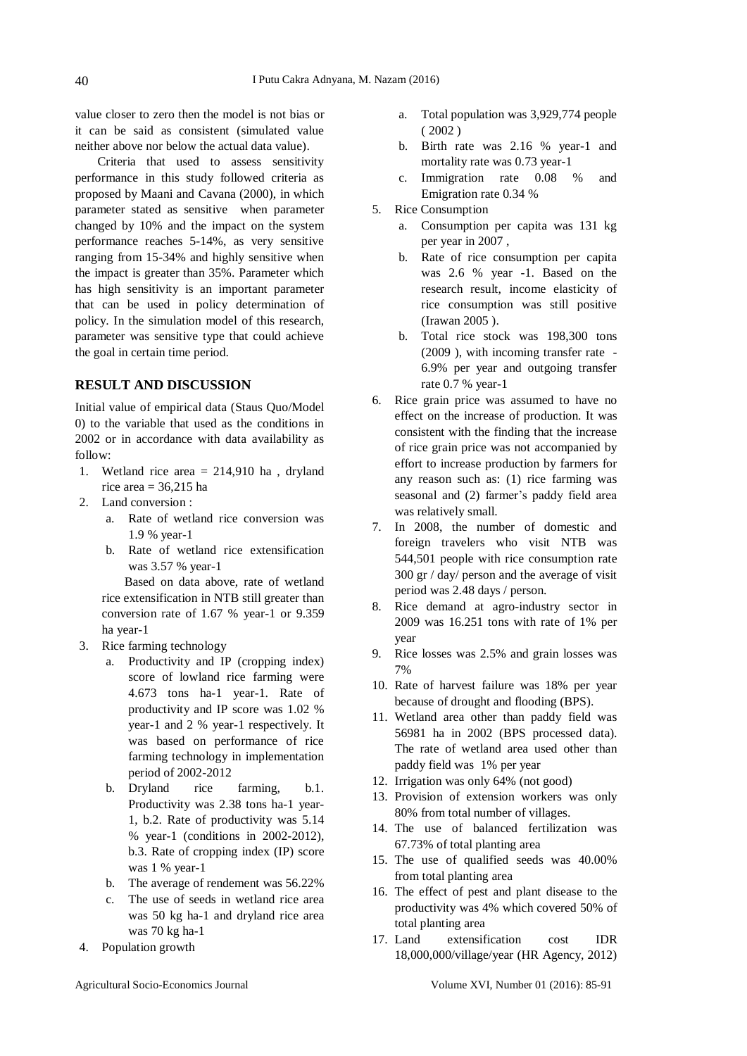value closer to zero then the model is not bias or it can be said as consistent (simulated value neither above nor below the actual data value).

Criteria that used to assess sensitivity performance in this study followed criteria as proposed by Maani and Cavana (2000), in which parameter stated as sensitive when parameter changed by 10% and the impact on the system performance reaches 5-14%, as very sensitive ranging from 15-34% and highly sensitive when the impact is greater than 35%. Parameter which has high sensitivity is an important parameter that can be used in policy determination of policy. In the simulation model of this research, parameter was sensitive type that could achieve the goal in certain time period.

## RESULT AND DISCUSSION

Initial value of empirical data (Staus Quo/Model 0) to the variable that used as the conditions in 2002 or in accordance with data availability as follow:

1. Wetland rice area = 214,910 ha , dryland rice area = 36,215 ha
2. Land conversion :
   a. Rate of wetland rice conversion was 1.9 % year-1
   b. Rate of wetland rice extensification was 3.57 % year-1

   Based on data above, rate of wetland rice extensification in NTB still greater than conversion rate of 1.67 % year-1 or 9.359 ha year-1
3. Rice farming technology
   a. Productivity and IP (cropping index) score of lowland rice farming were 4.673 tons ha-1 year-1. Rate of productivity and IP score was 1.02 % year-1 and 2 % year-1 respectively. It was based on performance of rice farming technology in implementation period of 2002-2012
   b. Dryland rice farming, b.1. Productivity was 2.38 tons ha-1 year-1, b.2. Rate of productivity was 5.14 % year-1 (conditions in 2002-2012), b.3. Rate of cropping index (IP) score was 1 % year-1
   b. The average of rendement was 56.22%
   c. The use of seeds in wetland rice area was 50 kg ha-1 and dryland rice area was 70 kg ha-1
4. Population growth
   a. Total population was 3,929,774 people ( 2002 )
   b. Birth rate was 2.16 % year-1 and mortality rate was 0.73 year-1
   c. Immigration rate 0.08 % and Emigration rate 0.34 %
5. Rice Consumption
   a. Consumption per capita was 131 kg per year in 2007 ,
   b. Rate of rice consumption per capita was 2.6 % year -1. Based on the research result, income elasticity of rice consumption was still positive (Irawan 2005 ).
   b. Total rice stock was 198,300 tons (2009 ), with incoming transfer rate - 6.9% per year and outgoing transfer rate 0.7 % year-1
6. Rice grain price was assumed to have no effect on the increase of production. It was consistent with the finding that the increase of rice grain price was not accompanied by effort to increase production by farmers for any reason such as: (1) rice farming was seasonal and (2) farmer's paddy field area was relatively small.
7. In 2008, the number of domestic and foreign travelers who visit NTB was 544,501 people with rice consumption rate 300 gr / day/ person and the average of visit period was 2.48 days / person.
8. Rice demand at agro-industry sector in 2009 was 16.251 tons with rate of 1% per year
9. Rice losses was 2.5% and grain losses was 7%
10. Rate of harvest failure was 18% per year because of drought and flooding (BPS).
11. Wetland area other than paddy field was 56981 ha in 2002 (BPS processed data). The rate of wetland area used other than paddy field was 1% per year
12. Irrigation was only 64% (not good)
13. Provision of extension workers was only 80% from total number of villages.
14. The use of balanced fertilization was 67.73% of total planting area
15. The use of qualified seeds was 40.00% from total planting area
16. The effect of pest and plant disease to the productivity was 4% which covered 50% of total planting area
17. Land extensification cost IDR 18,000,000/village/year (HR Agency, 2012)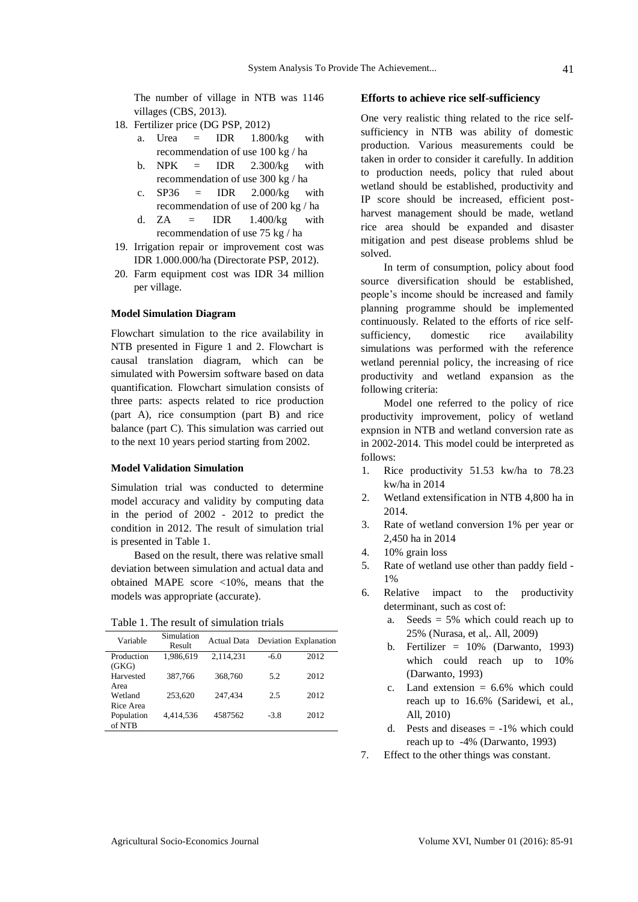The number of village in NTB was 1146 villages (CBS, 2013).

18. Fertilizer price (DG PSP, 2012)
    a. Urea = IDR 1.800/kg with recommendation of use 100 kg / ha
    b. NPK = IDR 2.300/kg with recommendation of use 300 kg / ha
    c. SP36 = IDR 2.000/kg with recommendation of use of 200 kg / ha
    d. ZA = IDR 1.400/kg with recommendation of use 75 kg / ha
19. Irrigation repair or improvement cost was IDR 1.000.000/ha (Directorate PSP, 2012).
20. Farm equipment cost was IDR 34 million per village.

**Model Simulation Diagram**

Flowchart simulation to the rice availability in NTB presented in Figure 1 and 2. Flowchart is causal translation diagram, which can be simulated with Powersim software based on data quantification. Flowchart simulation consists of three parts: aspects related to rice production (part A), rice consumption (part B) and rice balance (part C). This simulation was carried out to the next 10 years period starting from 2002.

**Model Validation Simulation**

Simulation trial was conducted to determine model accuracy and validity by computing data in the period of 2002 - 2012 to predict the condition in 2012. The result of simulation trial is presented in Table 1.

Based on the result, there was relative small deviation between simulation and actual data and obtained MAPE score <10%, means that the models was appropriate (accurate).

Table 1. The result of simulation trials

| Variable | Simulation Result | Actual Data | Deviation | Explanation |
|---|---|---|---|---|
| Production (GKG) | 1,986,619 | 2,114,231 | -6.0 | 2012 |
| Harvested Area | 387,766 | 368,760 | 5.2 | 2012 |
| Wetland Rice Area | 253,620 | 247,434 | 2.5 | 2012 |
| Population of NTB | 4,414,536 | 4587562 | -3.8 | 2012 |

**Efforts to achieve rice self-sufficiency**

One very realistic thing related to the rice self-sufficiency in NTB was ability of domestic production. Various measurements could be taken in order to consider it carefully. In addition to production needs, policy that ruled about wetland should be established, productivity and IP score should be increased, efficient post-harvest management should be made, wetland rice area should be expanded and disaster mitigation and pest disease problems shlud be solved.

In term of consumption, policy about food source diversification should be established, people's income should be increased and family planning programme should be implemented continuously. Related to the efforts of rice self-sufficiency, domestic rice availability simulations was performed with the reference wetland perennial policy, the increasing of rice productivity and wetland expansion as the following criteria:

Model one referred to the policy of rice productivity improvement, policy of wetland expnsion in NTB and wetland conversion rate as in 2002-2014. This model could be interpreted as follows:

1. Rice productivity 51.53 kw/ha to 78.23 kw/ha in 2014
2. Wetland extensification in NTB 4,800 ha in 2014.
3. Rate of wetland conversion 1% per year or 2,450 ha in 2014
4. 10% grain loss
5. Rate of wetland use other than paddy field -1%
6. Relative impact to the productivity determinant, such as cost of:
    a. Seeds = 5% which could reach up to 25% (Nurasa, et al,. All, 2009)
    b. Fertilizer = 10% (Darwanto, 1993) which could reach up to 10% (Darwanto, 1993)
    c. Land extension = 6.6% which could reach up to 16.6% (Saridewi, et al., All, 2010)
    d. Pests and diseases = -1% which could reach up to -4% (Darwanto, 1993)
7. Effect to the other things was constant.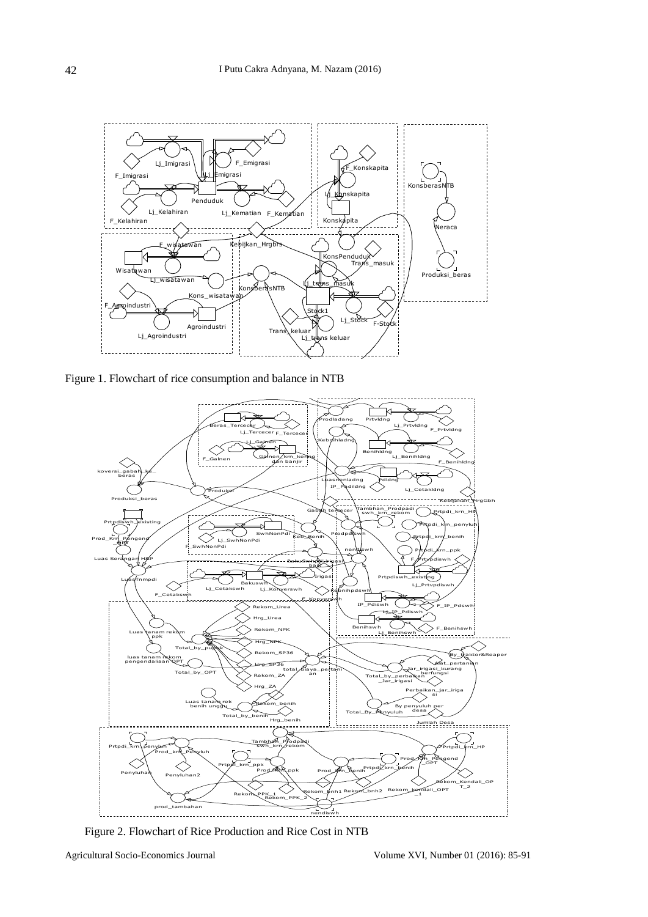Figure 1. Flowchart of rice consumption and balance in NTB

Figure 2. Flowchart of Rice Production and Rice Cost in NTB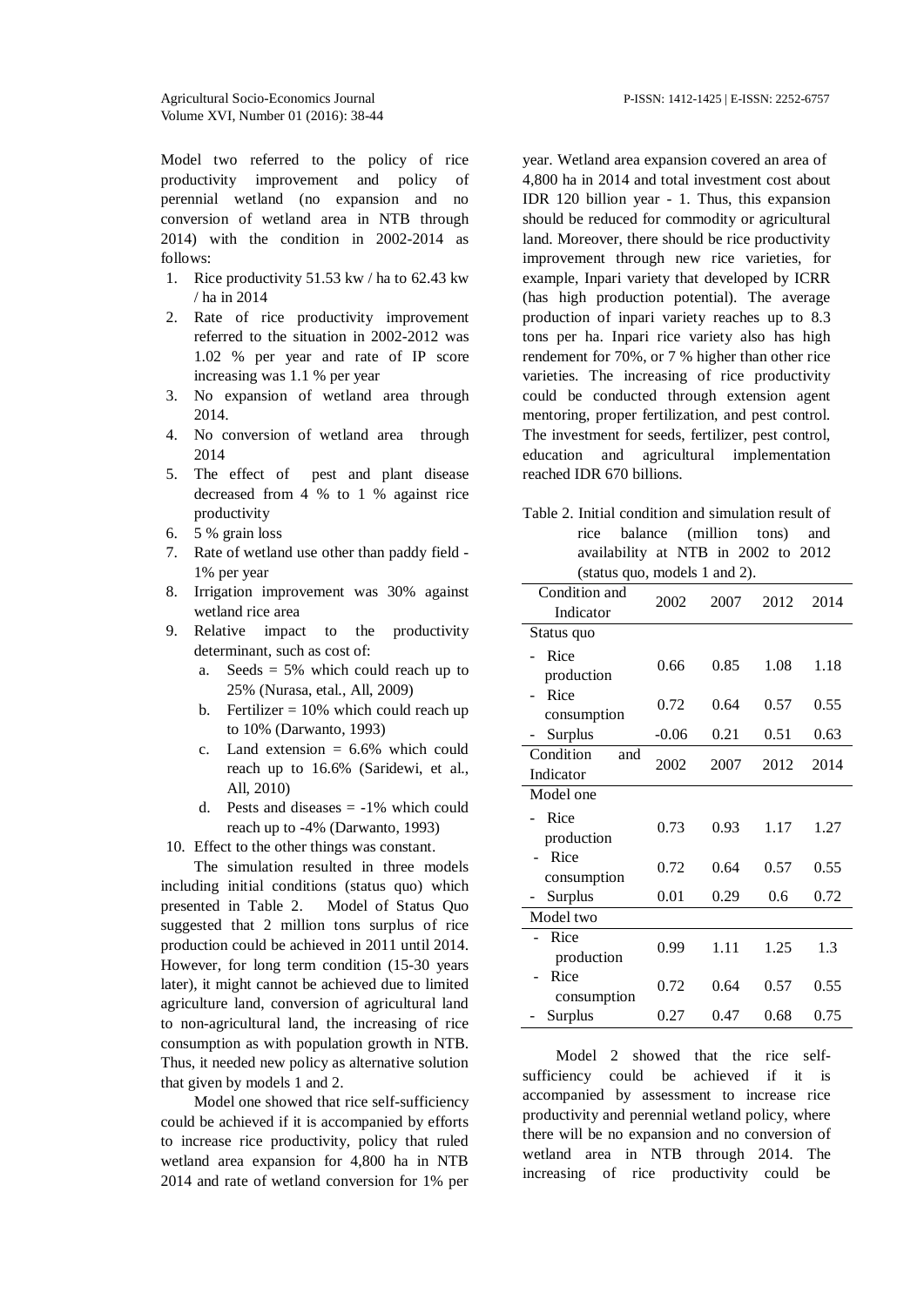Model two referred to the policy of rice productivity improvement and policy of perennial wetland (no expansion and no conversion of wetland area in NTB through 2014) with the condition in 2002-2014 as follows:

1. Rice productivity 51.53 kw / ha to 62.43 kw / ha in 2014
2. Rate of rice productivity improvement referred to the situation in 2002-2012 was 1.02 % per year and rate of IP score increasing was 1.1 % per year
3. No expansion of wetland area through 2014.
4. No conversion of wetland area through 2014
5. The effect of pest and plant disease decreased from 4 % to 1 % against rice productivity
6. 5 % grain loss
7. Rate of wetland use other than paddy field -1% per year
8. Irrigation improvement was 30% against wetland rice area
9. Relative impact to the productivity determinant, such as cost of:
   a. Seeds = 5% which could reach up to 25% (Nurasa, etal., All, 2009)
   b. Fertilizer = 10% which could reach up to 10% (Darwanto, 1993)
   c. Land extension = 6.6% which could reach up to 16.6% (Saridewi, et al., All, 2010)
   d. Pests and diseases = -1% which could reach up to -4% (Darwanto, 1993)
10. Effect to the other things was constant.

The simulation resulted in three models including initial conditions (status quo) which presented in Table 2. Model of Status Quo suggested that 2 million tons surplus of rice production could be achieved in 2011 until 2014. However, for long term condition (15-30 years later), it might cannot be achieved due to limited agriculture land, conversion of agricultural land to non-agricultural land, the increasing of rice consumption as with population growth in NTB. Thus, it needed new policy as alternative solution that given by models 1 and 2.

Model one showed that rice self-sufficiency could be achieved if it is accompanied by efforts to increase rice productivity, policy that ruled wetland area expansion for 4,800 ha in NTB 2014 and rate of wetland conversion for 1% per year. Wetland area expansion covered an area of 4,800 ha in 2014 and total investment cost about IDR 120 billion year - 1. Thus, this expansion should be reduced for commodity or agricultural land. Moreover, there should be rice productivity improvement through new rice varieties, for example, Inpari variety that developed by ICRR (has high production potential). The average production of inpari variety reaches up to 8.3 tons per ha. Inpari rice variety also has high rendement for 70%, or 7 % higher than other rice varieties. The increasing of rice productivity could be conducted through extension agent mentoring, proper fertilization, and pest control. The investment for seeds, fertilizer, pest control, education and agricultural implementation reached IDR 670 billions.

Table 2. Initial condition and simulation result of rice balance (million tons) and availability at NTB in 2002 to 2012 (status quo, models 1 and 2).

| Condition and Indicator | 2002 | 2007 | 2012 | 2014 |
|---|---|---|---|---|
| Status quo | | | | |
| - Rice production | 0.66 | 0.85 | 1.08 | 1.18 |
| - Rice consumption | 0.72 | 0.64 | 0.57 | 0.55 |
| - Surplus | -0.06 | 0.21 | 0.51 | 0.63 |
| Condition and Indicator | 2002 | 2007 | 2012 | 2014 |
| Model one | | | | |
| - Rice production | 0.73 | 0.93 | 1.17 | 1.27 |
| - Rice consumption | 0.72 | 0.64 | 0.57 | 0.55 |
| - Surplus | 0.01 | 0.29 | 0.6 | 0.72 |
| Model two | | | | |
| - Rice production | 0.99 | 1.11 | 1.25 | 1.3 |
| - Rice consumption | 0.72 | 0.64 | 0.57 | 0.55 |
| - Surplus | 0.27 | 0.47 | 0.68 | 0.75 |

Model 2 showed that the rice self-sufficiency could be achieved if it is accompanied by assessment to increase rice productivity and perennial wetland policy, where there will be no expansion and no conversion of wetland area in NTB through 2014. The increasing of rice productivity could be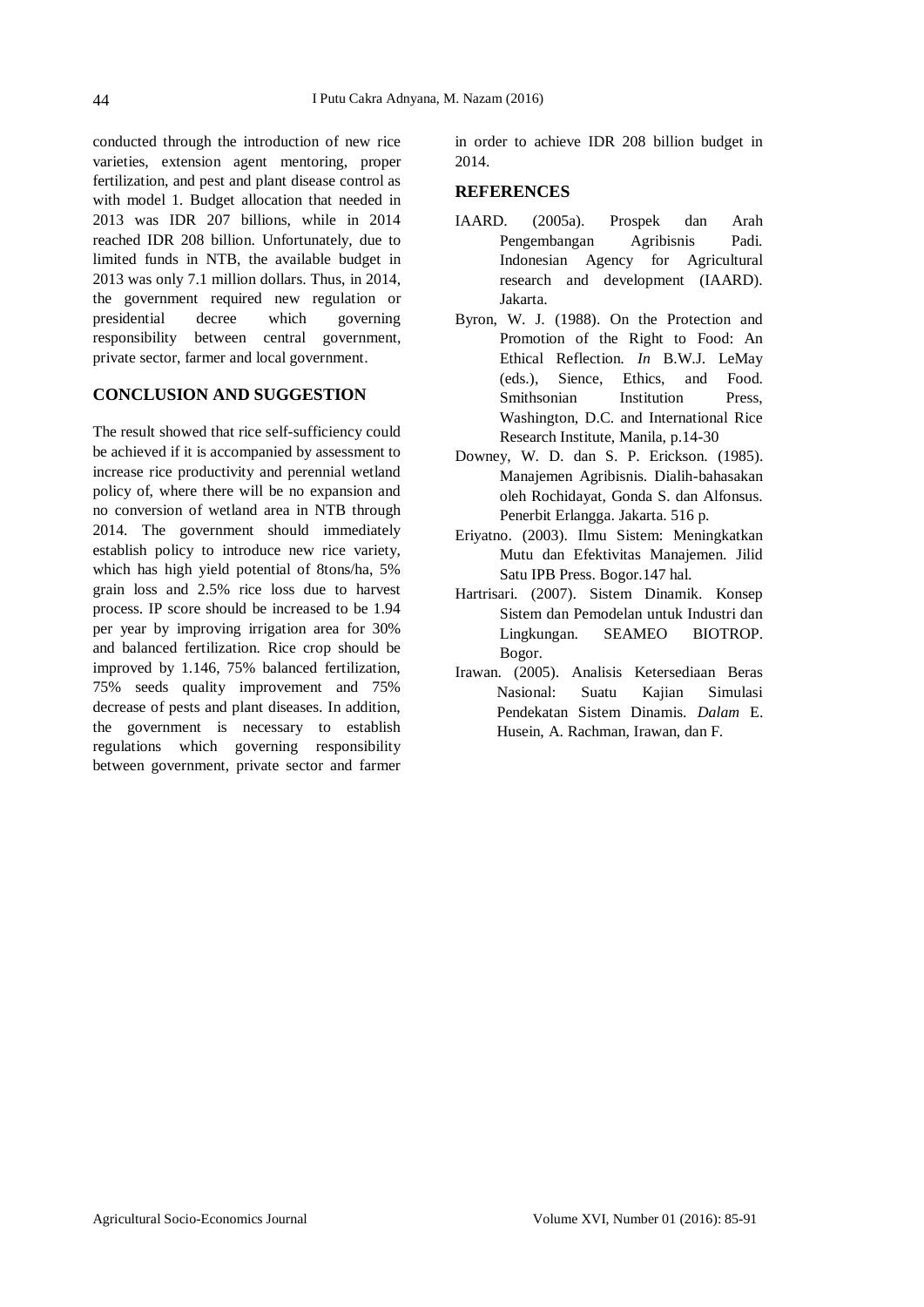conducted through the introduction of new rice varieties, extension agent mentoring, proper fertilization, and pest and plant disease control as with model 1. Budget allocation that needed in 2013 was IDR 207 billions, while in 2014 reached IDR 208 billion. Unfortunately, due to limited funds in NTB, the available budget in 2013 was only 7.1 million dollars. Thus, in 2014, the government required new regulation or presidential decree which governing responsibility between central government, private sector, farmer and local government.

## CONCLUSION AND SUGGESTION

The result showed that rice self-sufficiency could be achieved if it is accompanied by assessment to increase rice productivity and perennial wetland policy of, where there will be no expansion and no conversion of wetland area in NTB through 2014. The government should immediately establish policy to introduce new rice variety, which has high yield potential of 8tons/ha, 5% grain loss and 2.5% rice loss due to harvest process. IP score should be increased to be 1.94 per year by improving irrigation area for 30% and balanced fertilization. Rice crop should be improved by 1.146, 75% balanced fertilization, 75% seeds quality improvement and 75% decrease of pests and plant diseases. In addition, the government is necessary to establish regulations which governing responsibility between government, private sector and farmer in order to achieve IDR 208 billion budget in 2014.

## REFERENCES

IAARD. (2005a). Prospek dan Arah Pengembangan Agribisnis Padi. Indonesian Agency for Agricultural research and development (IAARD). Jakarta.

Byron, W. J. (1988). On the Protection and Promotion of the Right to Food: An Ethical Reflection. *In* B.W.J. LeMay (eds.), Sience, Ethics, and Food. Smithsonian Institution Press, Washington, D.C. and International Rice Research Institute, Manila, p.14-30

Downey, W. D. dan S. P. Erickson. (1985). Manajemen Agribisnis. Dialih-bahasakan oleh Rochidayat, Gonda S. dan Alfonsus. Penerbit Erlangga. Jakarta. 516 p.

Eriyatno. (2003). Ilmu Sistem: Meningkatkan Mutu dan Efektivitas Manajemen. Jilid Satu IPB Press. Bogor.147 hal.

Hartrisari. (2007). Sistem Dinamik. Konsep Sistem dan Pemodelan untuk Industri dan Lingkungan. SEAMEO BIOTROP. Bogor.

Irawan. (2005). Analisis Ketersediaan Beras Nasional: Suatu Kajian Simulasi Pendekatan Sistem Dinamis. *Dalam* E. Husein, A. Rachman, Irawan, dan F.